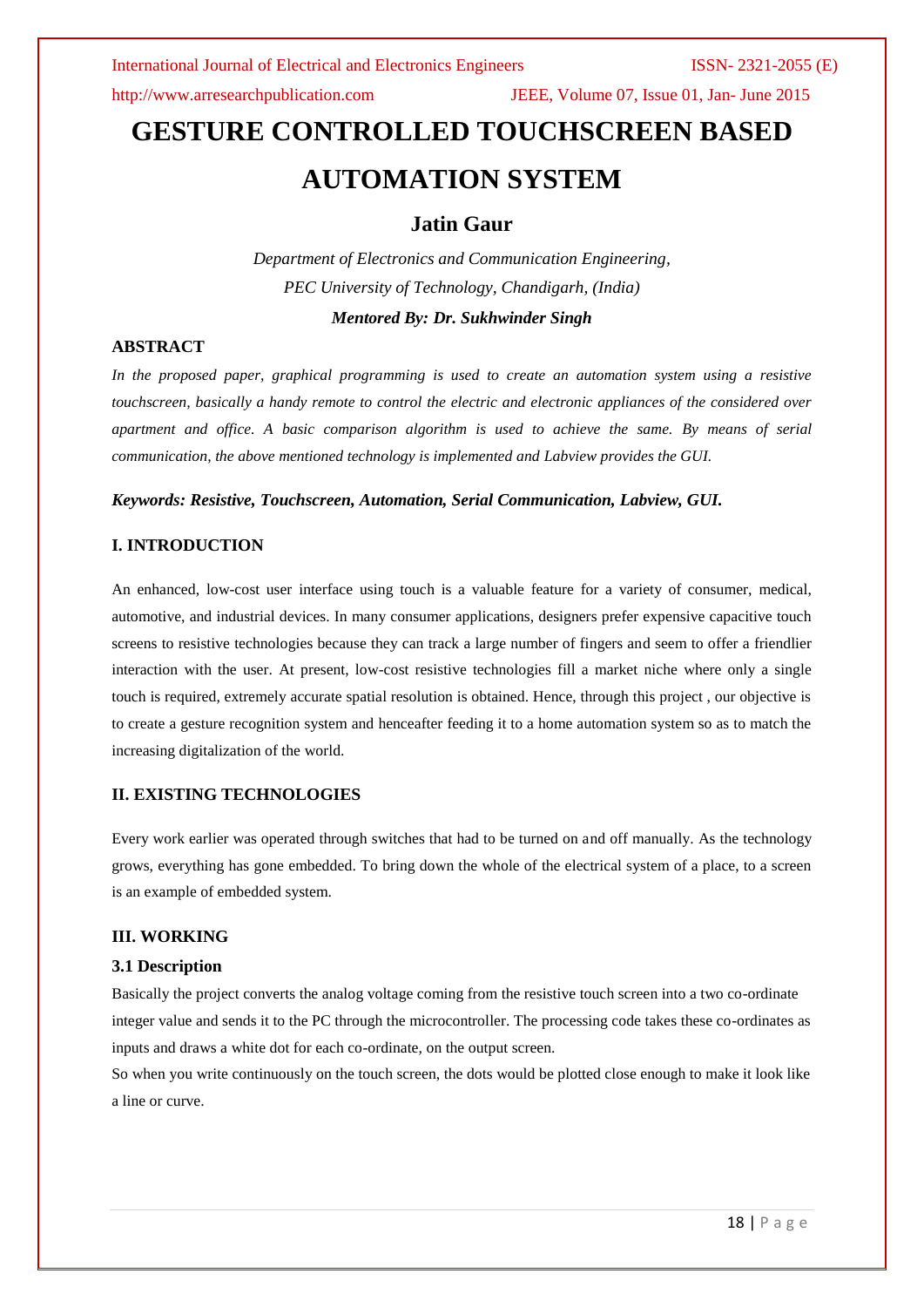# GESTURE CONTROLLED TOUCHSCREEN BASED AUTOMATION SYSTEM

## Jatin Gaur

*Department of Electronics and Communication Engineering,*
*PEC University of Technology, Chandigarh, (India)*
***Mentored By: Dr. Sukhwinder Singh***

### ABSTRACT

*In the proposed paper, graphical programming is used to create an automation system using a resistive touchscreen, basically a handy remote to control the electric and electronic appliances of the considered over apartment and office. A basic comparison algorithm is used to achieve the same. By means of serial communication, the above mentioned technology is implemented and Labview provides the GUI.*

***Keywords: Resistive, Touchscreen, Automation, Serial Communication, Labview, GUI.***

### I. INTRODUCTION

An enhanced, low-cost user interface using touch is a valuable feature for a variety of consumer, medical, automotive, and industrial devices. In many consumer applications, designers prefer expensive capacitive touch screens to resistive technologies because they can track a large number of fingers and seem to offer a friendlier interaction with the user. At present, low-cost resistive technologies fill a market niche where only a single touch is required, extremely accurate spatial resolution is obtained. Hence, through this project , our objective is to create a gesture recognition system and henceafter feeding it to a home automation system so as to match the increasing digitalization of the world.

### II. EXISTING TECHNOLOGIES

Every work earlier was operated through switches that had to be turned on and off manually. As the technology grows, everything has gone embedded. To bring down the whole of the electrical system of a place, to a screen is an example of embedded system.

### III. WORKING

#### 3.1 Description

Basically the project converts the analog voltage coming from the resistive touch screen into a two co-ordinate integer value and sends it to the PC through the microcontroller. The processing code takes these co-ordinates as inputs and draws a white dot for each co-ordinate, on the output screen.

So when you write continuously on the touch screen, the dots would be plotted close enough to make it look like a line or curve.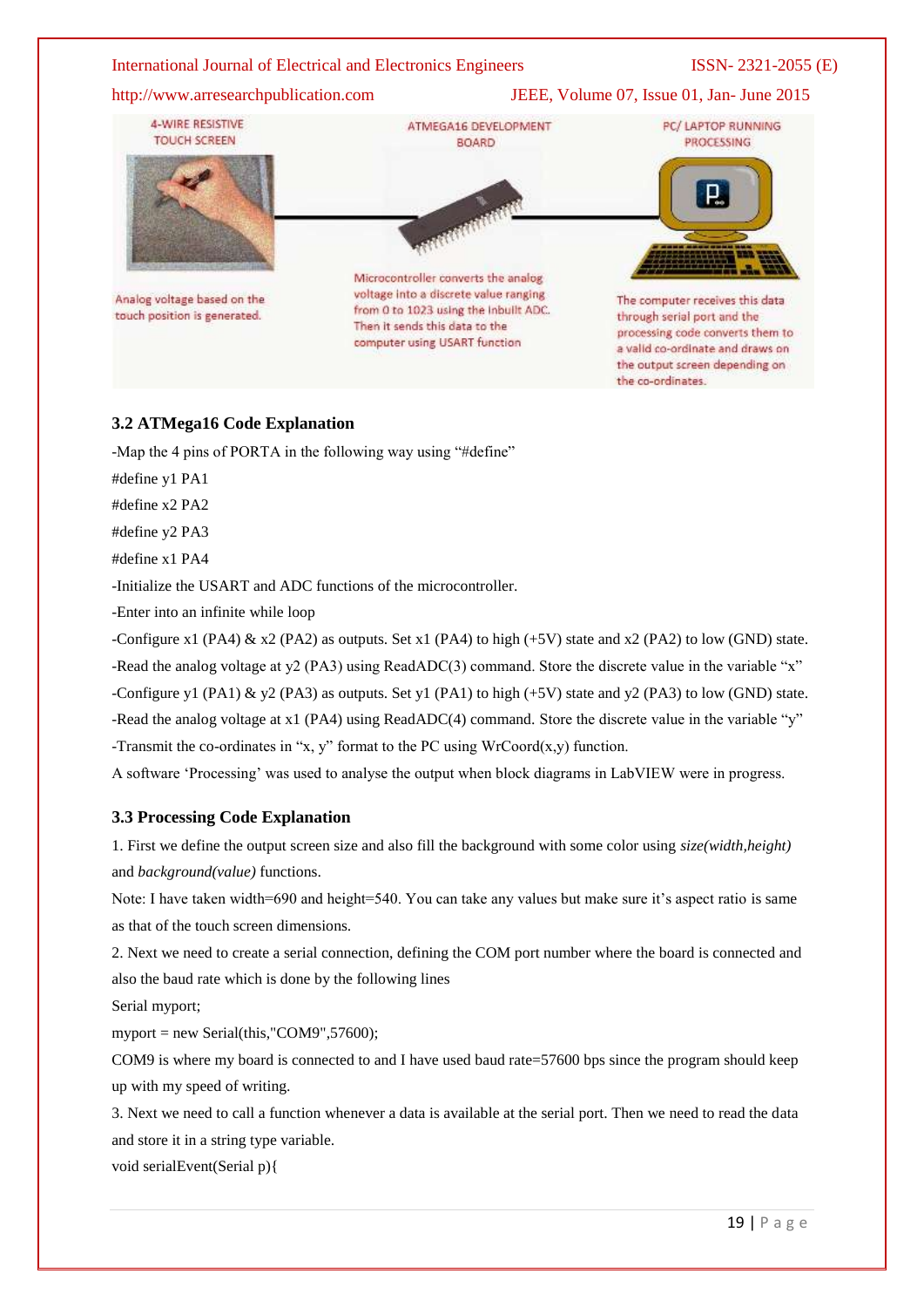4-WIRE RESISTIVE TOUCH SCREEN

ATMEGA16 DEVELOPMENT BOARD

PC/ LAPTOP RUNNING PROCESSING

Analog voltage based on the touch position is generated.

Microcontroller converts the analog voltage into a discrete value ranging from 0 to 1023 using the inbuilt ADC. Then it sends this data to the computer using USART function

The computer receives this data through serial port and the processing code converts them to a valid co-ordinate and draws on the output screen depending on the co-ordinates.

### 3.2 ATMega16 Code Explanation

-Map the 4 pins of PORTA in the following way using "#define"

#define y1 PA1

#define x2 PA2

#define y2 PA3

#define x1 PA4

-Initialize the USART and ADC functions of the microcontroller.

-Enter into an infinite while loop

-Configure x1 (PA4) & x2 (PA2) as outputs. Set x1 (PA4) to high (+5V) state and x2 (PA2) to low (GND) state.

-Read the analog voltage at y2 (PA3) using ReadADC(3) command. Store the discrete value in the variable "x"

-Configure y1 (PA1) & y2 (PA3) as outputs. Set y1 (PA1) to high (+5V) state and y2 (PA3) to low (GND) state.

-Read the analog voltage at x1 (PA4) using ReadADC(4) command. Store the discrete value in the variable "y"

-Transmit the co-ordinates in "x, y" format to the PC using WrCoord(x,y) function.

A software 'Processing' was used to analyse the output when block diagrams in LabVIEW were in progress.

### 3.3 Processing Code Explanation

1. First we define the output screen size and also fill the background with some color using *size(width,height)* and *background(value)* functions.

Note: I have taken width=690 and height=540. You can take any values but make sure it's aspect ratio is same as that of the touch screen dimensions.

2. Next we need to create a serial connection, defining the COM port number where the board is connected and also the baud rate which is done by the following lines

```
Serial myport;
myport = new Serial(this,"COM9",57600);
```

COM9 is where my board is connected to and I have used baud rate=57600 bps since the program should keep up with my speed of writing.

3. Next we need to call a function whenever a data is available at the serial port. Then we need to read the data and store it in a string type variable.

```
void serialEvent(Serial p){
```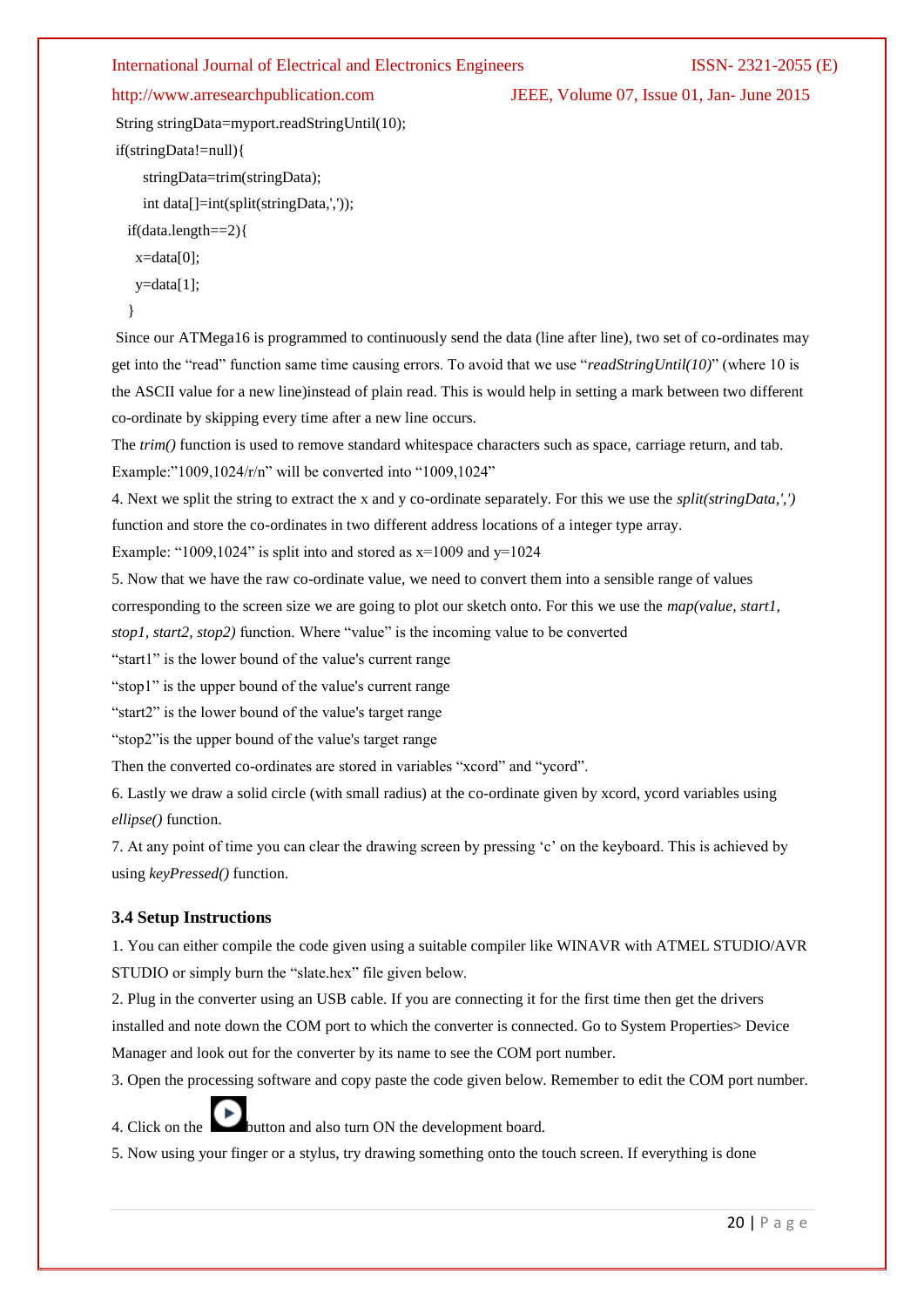```
String stringData=myport.readStringUntil(10);
if(stringData!=null){
    stringData=trim(stringData);
    int data[]=int(split(stringData,','));
  if(data.length==2){
    x=data[0];
    y=data[1];
  }
```

Since our ATMega16 is programmed to continuously send the data (line after line), two set of co-ordinates may get into the "read" function same time causing errors. To avoid that we use "*readStringUntil(10)*" (where 10 is the ASCII value for a new line)instead of plain read. This is would help in setting a mark between two different co-ordinate by skipping every time after a new line occurs.

The *trim()* function is used to remove standard whitespace characters such as space, carriage return, and tab. Example:"1009,1024/r/n" will be converted into "1009,1024"

4. Next we split the string to extract the x and y co-ordinate separately. For this we use the *split(stringData,',')* function and store the co-ordinates in two different address locations of a integer type array.

Example: "1009,1024" is split into and stored as x=1009 and y=1024

5. Now that we have the raw co-ordinate value, we need to convert them into a sensible range of values corresponding to the screen size we are going to plot our sketch onto. For this we use the *map(value, start1, stop1, start2, stop2)* function. Where "value" is the incoming value to be converted

"start1" is the lower bound of the value's current range

"stop1" is the upper bound of the value's current range

"start2" is the lower bound of the value's target range

"stop2"is the upper bound of the value's target range

Then the converted co-ordinates are stored in variables "xcord" and "ycord".

6. Lastly we draw a solid circle (with small radius) at the co-ordinate given by xcord, ycord variables using *ellipse()* function.

7. At any point of time you can clear the drawing screen by pressing 'c' on the keyboard. This is achieved by using *keyPressed()* function.

### 3.4 Setup Instructions

1. You can either compile the code given using a suitable compiler like WINAVR with ATMEL STUDIO/AVR STUDIO or simply burn the "slate.hex" file given below.
2. Plug in the converter using an USB cable. If you are connecting it for the first time then get the drivers installed and note down the COM port to which the converter is connected. Go to System Properties> Device Manager and look out for the converter by its name to see the COM port number.
3. Open the processing software and copy paste the code given below. Remember to edit the COM port number.
4. Click on the button and also turn ON the development board.
5. Now using your finger or a stylus, try drawing something onto the touch screen. If everything is done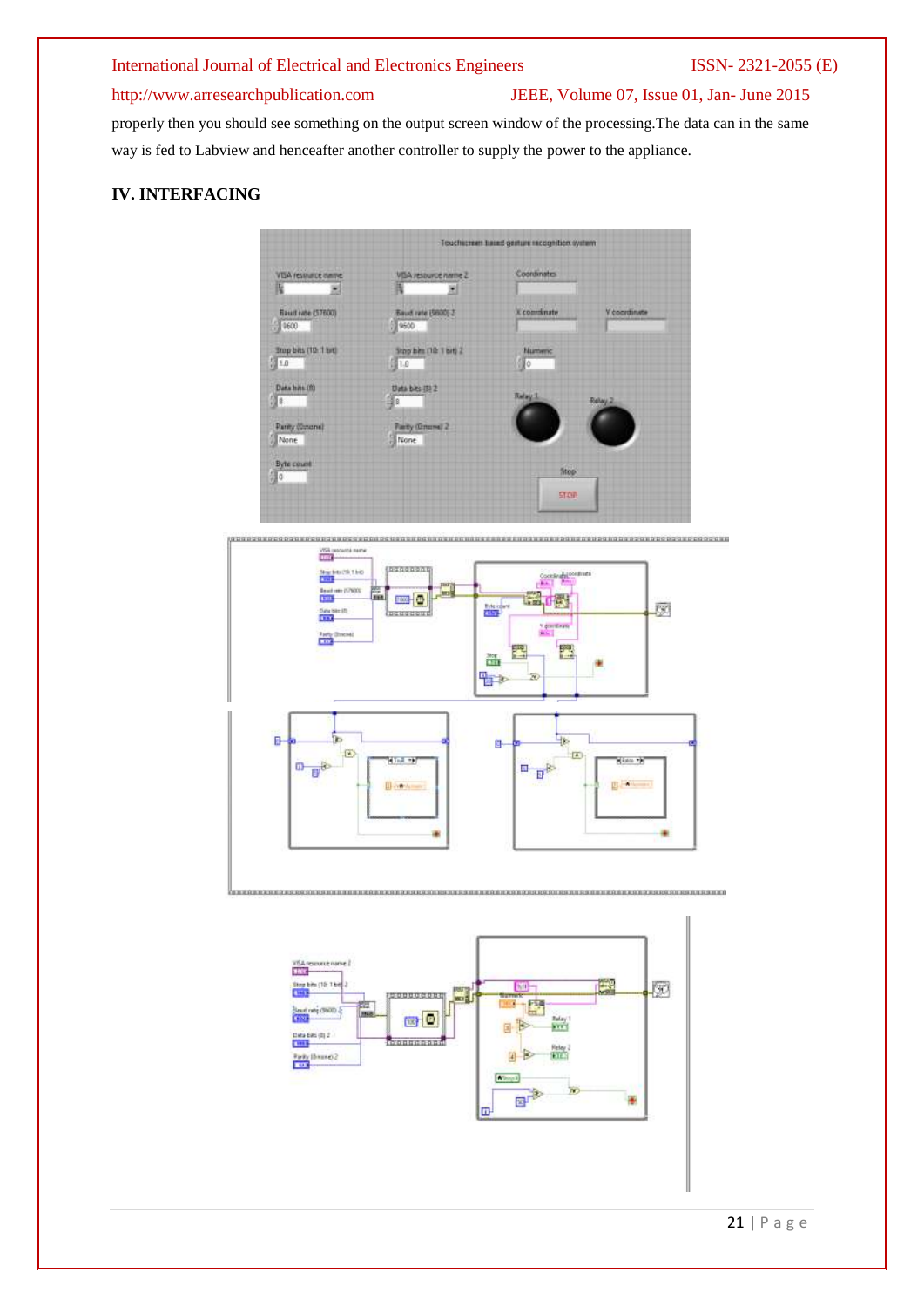properly then you should see something on the output screen window of the processing.The data can in the same way is fed to Labview and henceafter another controller to supply the power to the appliance.

## IV. INTERFACING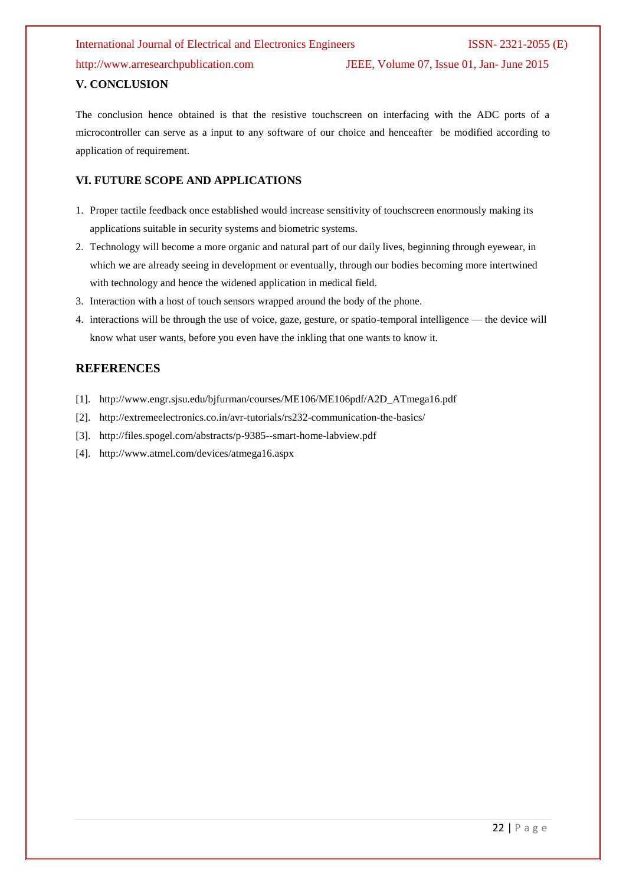## V. CONCLUSION

The conclusion hence obtained is that the resistive touchscreen on interfacing with the ADC ports of a microcontroller can serve as a input to any software of our choice and henceafter be modified according to application of requirement.

## VI. FUTURE SCOPE AND APPLICATIONS

1. Proper tactile feedback once established would increase sensitivity of touchscreen enormously making its applications suitable in security systems and biometric systems.
2. Technology will become a more organic and natural part of our daily lives, beginning through eyewear, in which we are already seeing in development or eventually, through our bodies becoming more intertwined with technology and hence the widened application in medical field.
3. Interaction with a host of touch sensors wrapped around the body of the phone.
4. interactions will be through the use of voice, gaze, gesture, or spatio-temporal intelligence — the device will know what user wants, before you even have the inkling that one wants to know it.

## REFERENCES

[1]. http://www.engr.sjsu.edu/bjfurman/courses/ME106/ME106pdf/A2D_ATmega16.pdf

[2]. http://extremeelectronics.co.in/avr-tutorials/rs232-communication-the-basics/

[3]. http://files.spogel.com/abstracts/p-9385--smart-home-labview.pdf

[4]. http://www.atmel.com/devices/atmega16.aspx